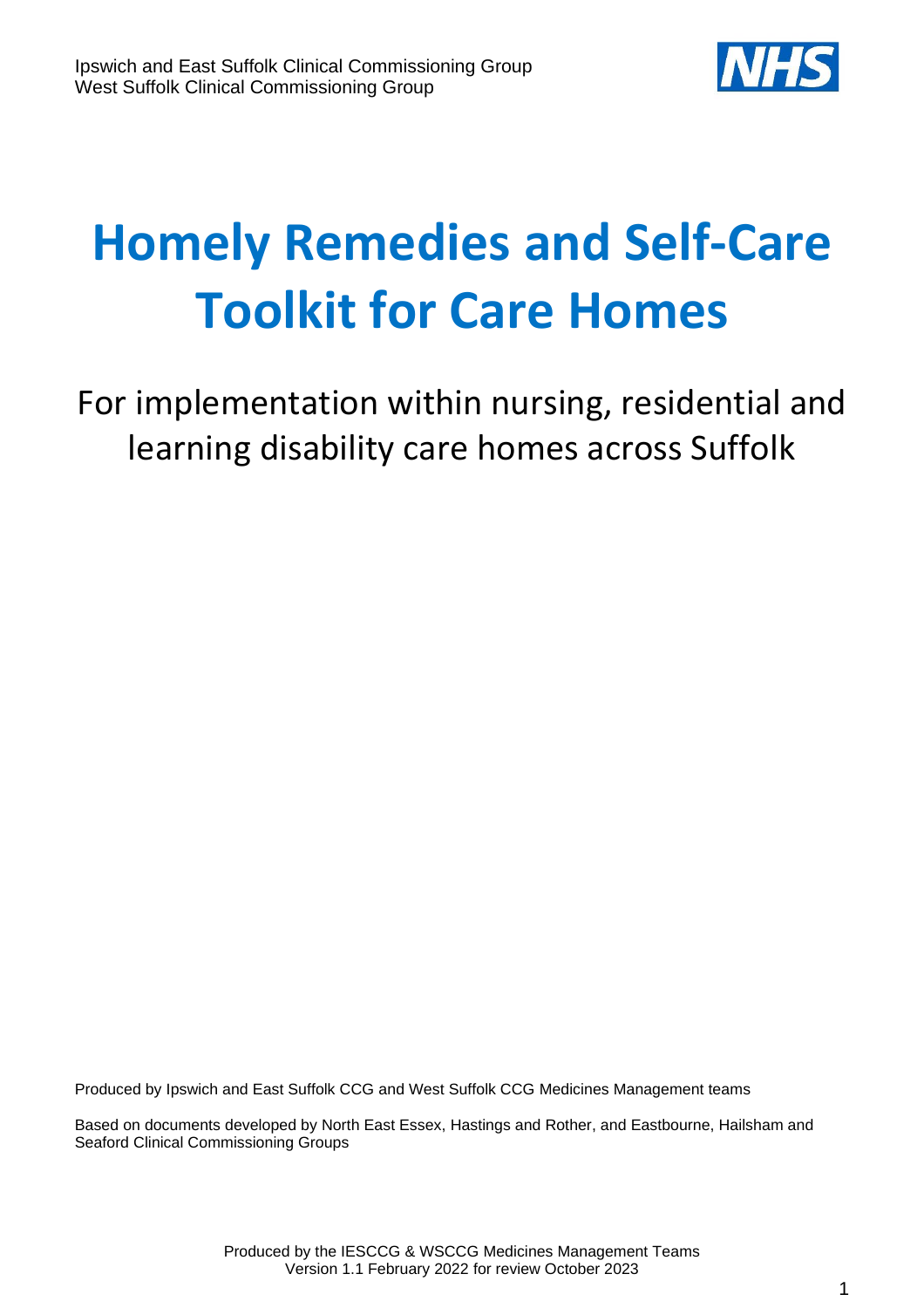Ipswich and East Suffolk Clinical Commissioning Group
West Suffolk Clinical Commissioning Group

# Homely Remedies and Self-Care Toolkit for Care Homes

For implementation within nursing, residential and learning disability care homes across Suffolk

Produced by Ipswich and East Suffolk CCG and West Suffolk CCG Medicines Management teams

Based on documents developed by North East Essex, Hastings and Rother, and Eastbourne, Hailsham and Seaford Clinical Commissioning Groups

Produced by the IESCCG & WSCCG Medicines Management Teams
Version 1.1 February 2022 for review October 2023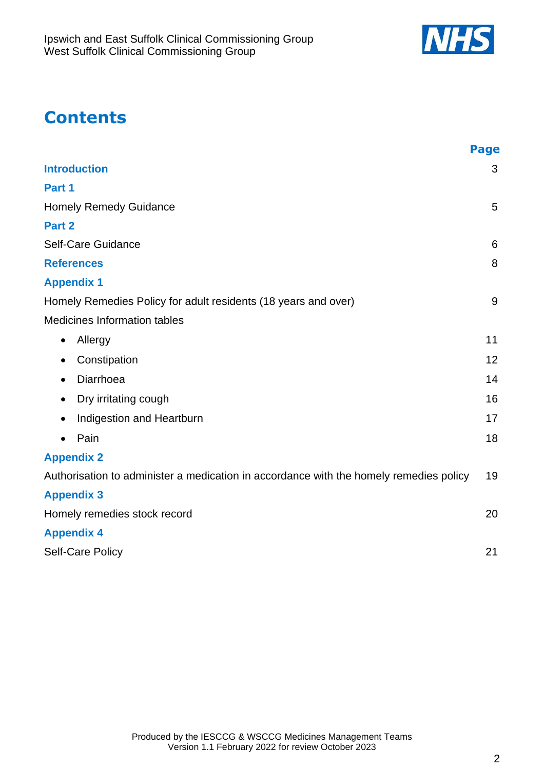# Contents

| | Page |
|---|---|
| **Introduction** | 3 |
| **Part 1** | |
| Homely Remedy Guidance | 5 |
| **Part 2** | |
| Self-Care Guidance | 6 |
| **References** | 8 |
| **Appendix 1** | |
| Homely Remedies Policy for adult residents (18 years and over) | 9 |
| Medicines Information tables | |
| • Allergy | 11 |
| • Constipation | 12 |
| • Diarrhoea | 14 |
| • Dry irritating cough | 16 |
| • Indigestion and Heartburn | 17 |
| • Pain | 18 |
| **Appendix 2** | |
| Authorisation to administer a medication in accordance with the homely remedies policy | 19 |
| **Appendix 3** | |
| Homely remedies stock record | 20 |
| **Appendix 4** | |
| Self-Care Policy | 21 |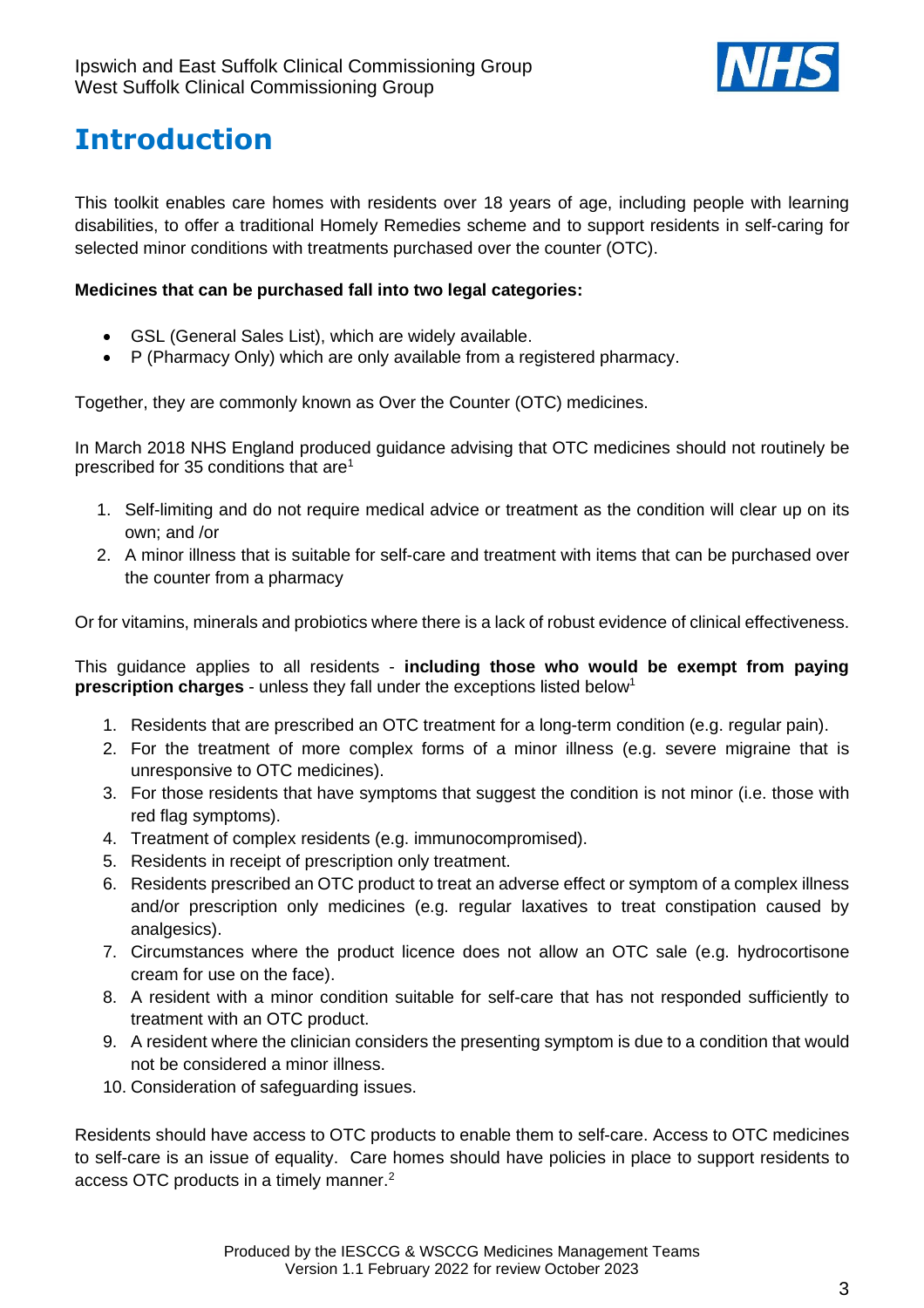# Introduction

This toolkit enables care homes with residents over 18 years of age, including people with learning disabilities, to offer a traditional Homely Remedies scheme and to support residents in self-caring for selected minor conditions with treatments purchased over the counter (OTC).

**Medicines that can be purchased fall into two legal categories:**

- GSL (General Sales List), which are widely available.
- P (Pharmacy Only) which are only available from a registered pharmacy.

Together, they are commonly known as Over the Counter (OTC) medicines.

In March 2018 NHS England produced guidance advising that OTC medicines should not routinely be prescribed for 35 conditions that are[1]

1. Self-limiting and do not require medical advice or treatment as the condition will clear up on its own; and /or
2. A minor illness that is suitable for self-care and treatment with items that can be purchased over the counter from a pharmacy

Or for vitamins, minerals and probiotics where there is a lack of robust evidence of clinical effectiveness.

This guidance applies to all residents - **including those who would be exempt from paying prescription charges** - unless they fall under the exceptions listed below[1]

1. Residents that are prescribed an OTC treatment for a long-term condition (e.g. regular pain).
2. For the treatment of more complex forms of a minor illness (e.g. severe migraine that is unresponsive to OTC medicines).
3. For those residents that have symptoms that suggest the condition is not minor (i.e. those with red flag symptoms).
4. Treatment of complex residents (e.g. immunocompromised).
5. Residents in receipt of prescription only treatment.
6. Residents prescribed an OTC product to treat an adverse effect or symptom of a complex illness and/or prescription only medicines (e.g. regular laxatives to treat constipation caused by analgesics).
7. Circumstances where the product licence does not allow an OTC sale (e.g. hydrocortisone cream for use on the face).
8. A resident with a minor condition suitable for self-care that has not responded sufficiently to treatment with an OTC product.
9. A resident where the clinician considers the presenting symptom is due to a condition that would not be considered a minor illness.
10. Consideration of safeguarding issues.

Residents should have access to OTC products to enable them to self-care. Access to OTC medicines to self-care is an issue of equality. Care homes should have policies in place to support residents to access OTC products in a timely manner.[2]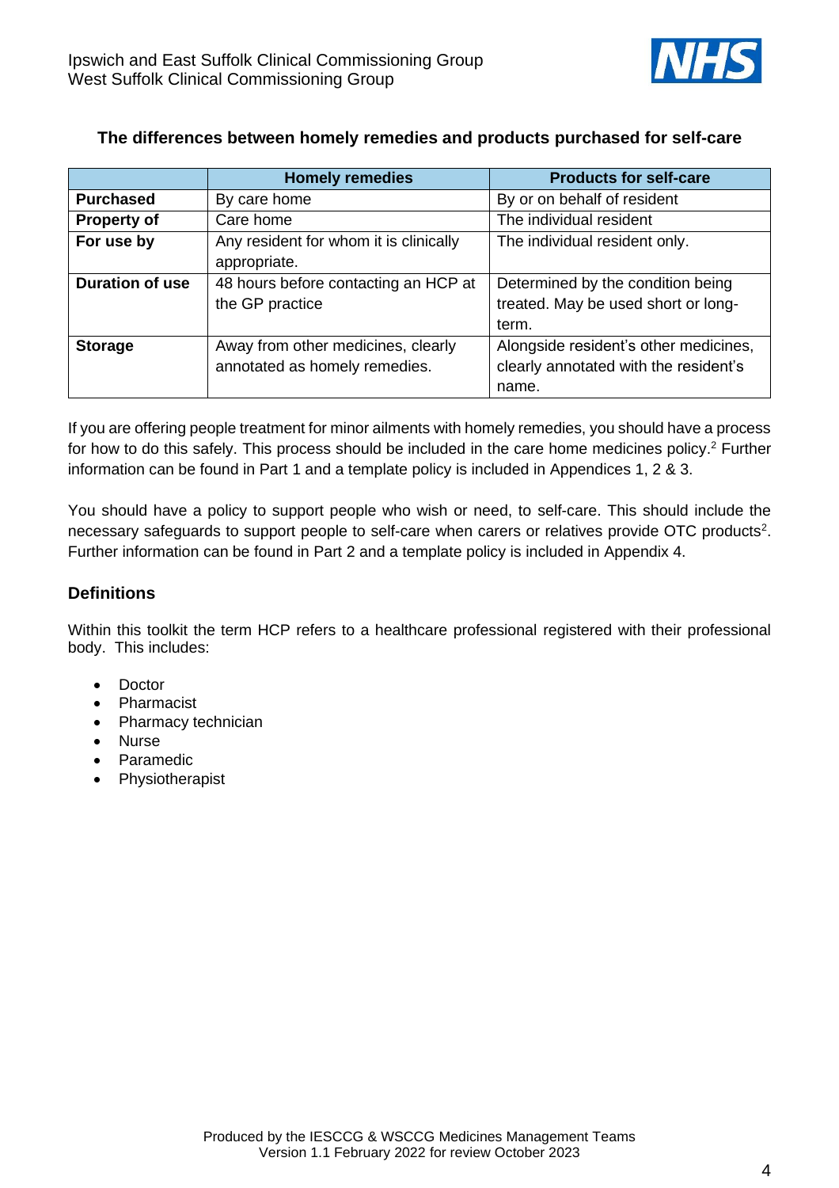## The differences between homely remedies and products purchased for self-care

| | Homely remedies | Products for self-care |
|---|---|---|
| **Purchased** | By care home | By or on behalf of resident |
| **Property of** | Care home | The individual resident |
| **For use by** | Any resident for whom it is clinically appropriate. | The individual resident only. |
| **Duration of use** | 48 hours before contacting an HCP at the GP practice | Determined by the condition being treated. May be used short or long-term. |
| **Storage** | Away from other medicines, clearly annotated as homely remedies. | Alongside resident's other medicines, clearly annotated with the resident's name. |

If you are offering people treatment for minor ailments with homely remedies, you should have a process for how to do this safely. This process should be included in the care home medicines policy.[2] Further information can be found in Part 1 and a template policy is included in Appendices 1, 2 & 3.

You should have a policy to support people who wish or need, to self-care. This should include the necessary safeguards to support people to self-care when carers or relatives provide OTC products[2]. Further information can be found in Part 2 and a template policy is included in Appendix 4.

### Definitions

Within this toolkit the term HCP refers to a healthcare professional registered with their professional body. This includes:

- Doctor
- Pharmacist
- Pharmacy technician
- Nurse
- Paramedic
- Physiotherapist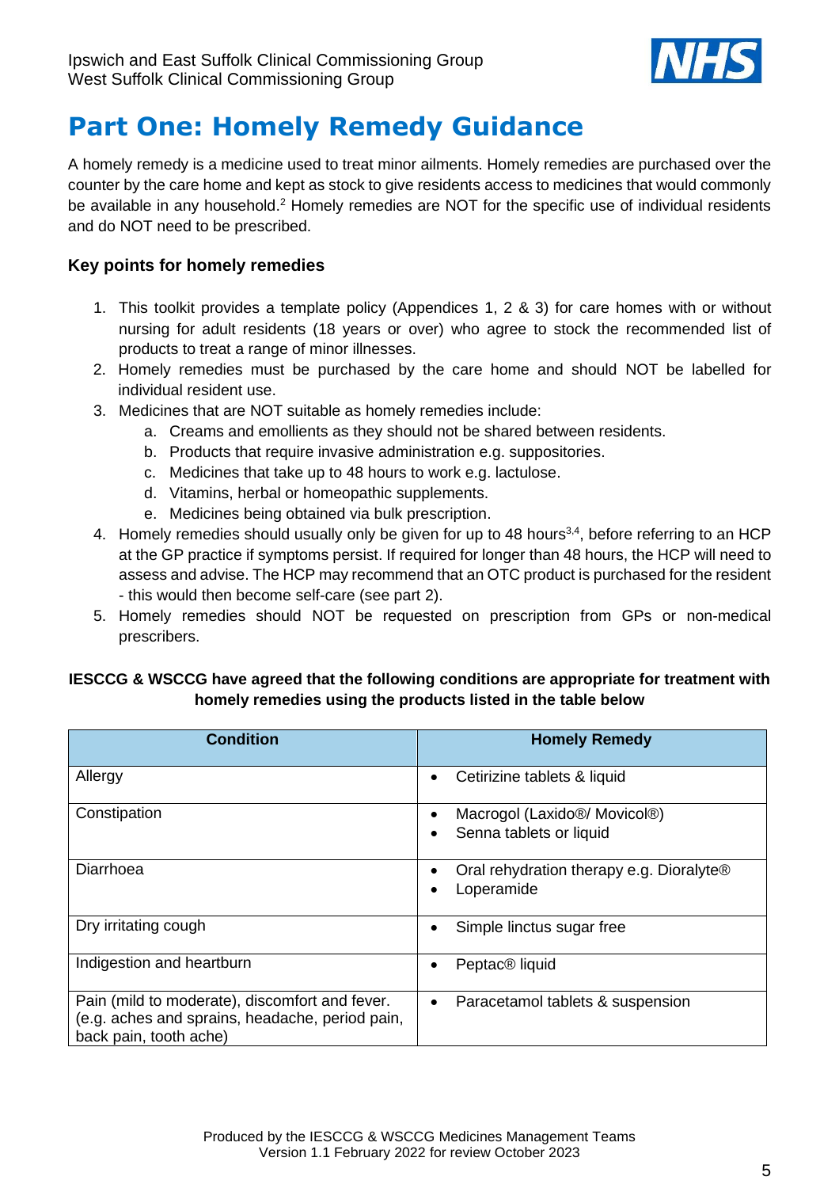# Part One: Homely Remedy Guidance

A homely remedy is a medicine used to treat minor ailments. Homely remedies are purchased over the counter by the care home and kept as stock to give residents access to medicines that would commonly be available in any household.[2] Homely remedies are NOT for the specific use of individual residents and do NOT need to be prescribed.

### Key points for homely remedies

1. This toolkit provides a template policy (Appendices 1, 2 & 3) for care homes with or without nursing for adult residents (18 years or over) who agree to stock the recommended list of products to treat a range of minor illnesses.
2. Homely remedies must be purchased by the care home and should NOT be labelled for individual resident use.
3. Medicines that are NOT suitable as homely remedies include:
    a. Creams and emollients as they should not be shared between residents.
    b. Products that require invasive administration e.g. suppositories.
    c. Medicines that take up to 48 hours to work e.g. lactulose.
    d. Vitamins, herbal or homeopathic supplements.
    e. Medicines being obtained via bulk prescription.
4. Homely remedies should usually only be given for up to 48 hours[3,4], before referring to an HCP at the GP practice if symptoms persist. If required for longer than 48 hours, the HCP will need to assess and advise. The HCP may recommend that an OTC product is purchased for the resident - this would then become self-care (see part 2).
5. Homely remedies should NOT be requested on prescription from GPs or non-medical prescribers.

**IESCCG & WSCCG have agreed that the following conditions are appropriate for treatment with homely remedies using the products listed in the table below**

| Condition | Homely Remedy |
|---|---|
| Allergy | • Cetirizine tablets & liquid |
| Constipation | • Macrogol (Laxido®/ Movicol®)<br>• Senna tablets or liquid |
| Diarrhoea | • Oral rehydration therapy e.g. Dioralyte®<br>• Loperamide |
| Dry irritating cough | • Simple linctus sugar free |
| Indigestion and heartburn | • Peptac® liquid |
| Pain (mild to moderate), discomfort and fever. (e.g. aches and sprains, headache, period pain, back pain, tooth ache) | • Paracetamol tablets & suspension |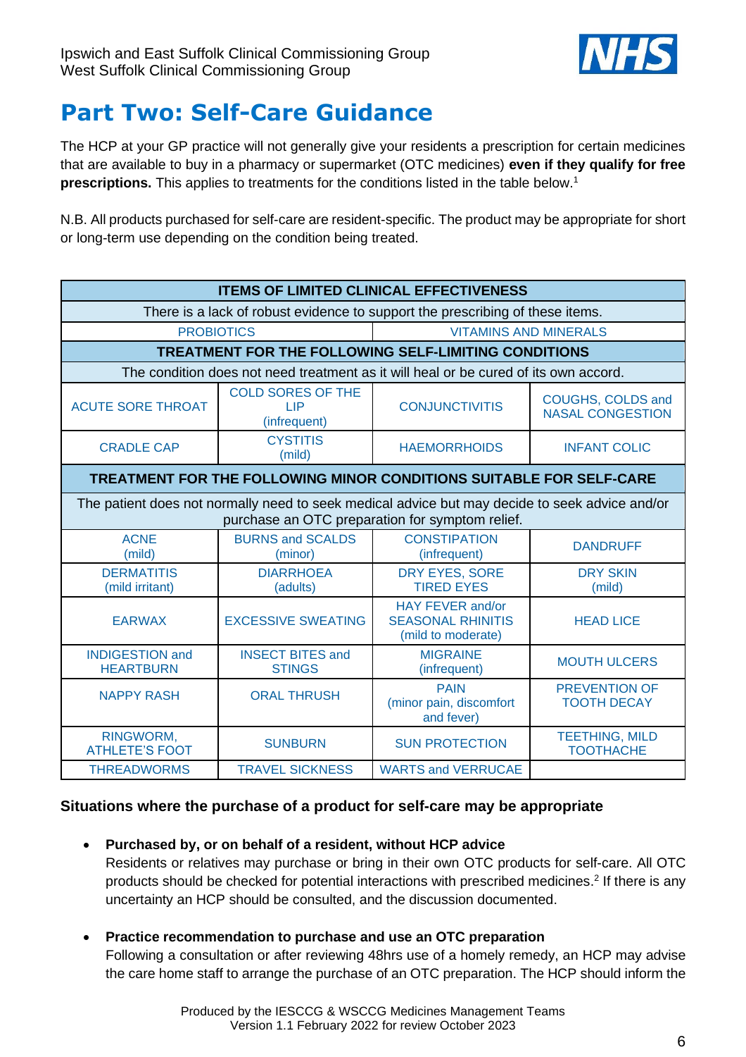# Part Two: Self-Care Guidance

The HCP at your GP practice will not generally give your residents a prescription for certain medicines that are available to buy in a pharmacy or supermarket (OTC medicines) **even if they qualify for free prescriptions.** This applies to treatments for the conditions listed in the table below.[1]

N.B. All products purchased for self-care are resident-specific. The product may be appropriate for short or long-term use depending on the condition being treated.

| **ITEMS OF LIMITED CLINICAL EFFECTIVENESS** | | | |
|---|---|---|---|
| There is a lack of robust evidence to support the prescribing of these items. | | | |
| PROBIOTICS | | VITAMINS AND MINERALS | |
| **TREATMENT FOR THE FOLLOWING SELF-LIMITING CONDITIONS** | | | |
| The condition does not need treatment as it will heal or be cured of its own accord. | | | |
| ACUTE SORE THROAT | COLD SORES OF THE LIP (infrequent) | CONJUNCTIVITIS | COUGHS, COLDS and NASAL CONGESTION |
| CRADLE CAP | CYSTITIS (mild) | HAEMORRHOIDS | INFANT COLIC |
| **TREATMENT FOR THE FOLLOWING MINOR CONDITIONS SUITABLE FOR SELF-CARE** | | | |
| The patient does not normally need to seek medical advice but may decide to seek advice and/or purchase an OTC preparation for symptom relief. | | | |
| ACNE (mild) | BURNS and SCALDS (minor) | CONSTIPATION (infrequent) | DANDRUFF |
| DERMATITIS (mild irritant) | DIARRHOEA (adults) | DRY EYES, SORE TIRED EYES | DRY SKIN (mild) |
| EARWAX | EXCESSIVE SWEATING | HAY FEVER and/or SEASONAL RHINITIS (mild to moderate) | HEAD LICE |
| INDIGESTION and HEARTBURN | INSECT BITES and STINGS | MIGRAINE (infrequent) | MOUTH ULCERS |
| NAPPY RASH | ORAL THRUSH | PAIN (minor pain, discomfort and fever) | PREVENTION OF TOOTH DECAY |
| RINGWORM, ATHLETE'S FOOT | SUNBURN | SUN PROTECTION | TEETHING, MILD TOOTHACHE |
| THREADWORMS | TRAVEL SICKNESS | WARTS and VERRUCAE | |

### Situations where the purchase of a product for self-care may be appropriate

- **Purchased by, or on behalf of a resident, without HCP advice**
  Residents or relatives may purchase or bring in their own OTC products for self-care. All OTC products should be checked for potential interactions with prescribed medicines.[2] If there is any uncertainty an HCP should be consulted, and the discussion documented.

- **Practice recommendation to purchase and use an OTC preparation**
  Following a consultation or after reviewing 48hrs use of a homely remedy, an HCP may advise the care home staff to arrange the purchase of an OTC preparation. The HCP should inform the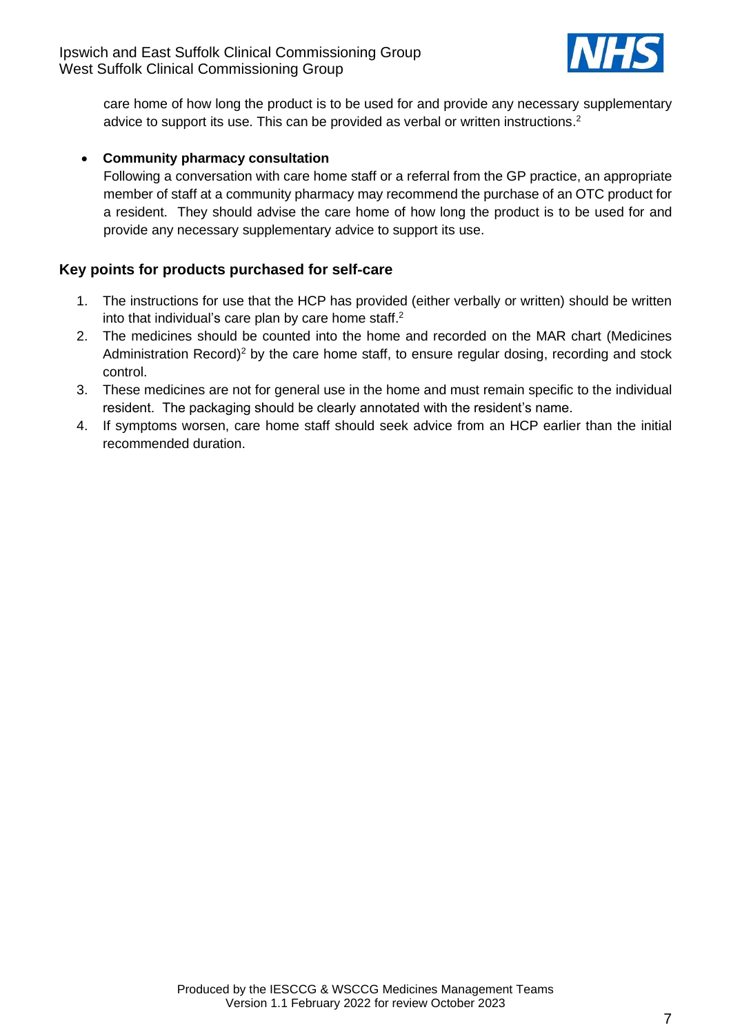care home of how long the product is to be used for and provide any necessary supplementary advice to support its use. This can be provided as verbal or written instructions.[2]

- **Community pharmacy consultation**
  Following a conversation with care home staff or a referral from the GP practice, an appropriate member of staff at a community pharmacy may recommend the purchase of an OTC product for a resident. They should advise the care home of how long the product is to be used for and provide any necessary supplementary advice to support its use.

## Key points for products purchased for self-care

1. The instructions for use that the HCP has provided (either verbally or written) should be written into that individual's care plan by care home staff.[2]
2. The medicines should be counted into the home and recorded on the MAR chart (Medicines Administration Record)[2] by the care home staff, to ensure regular dosing, recording and stock control.
3. These medicines are not for general use in the home and must remain specific to the individual resident. The packaging should be clearly annotated with the resident's name.
4. If symptoms worsen, care home staff should seek advice from an HCP earlier than the initial recommended duration.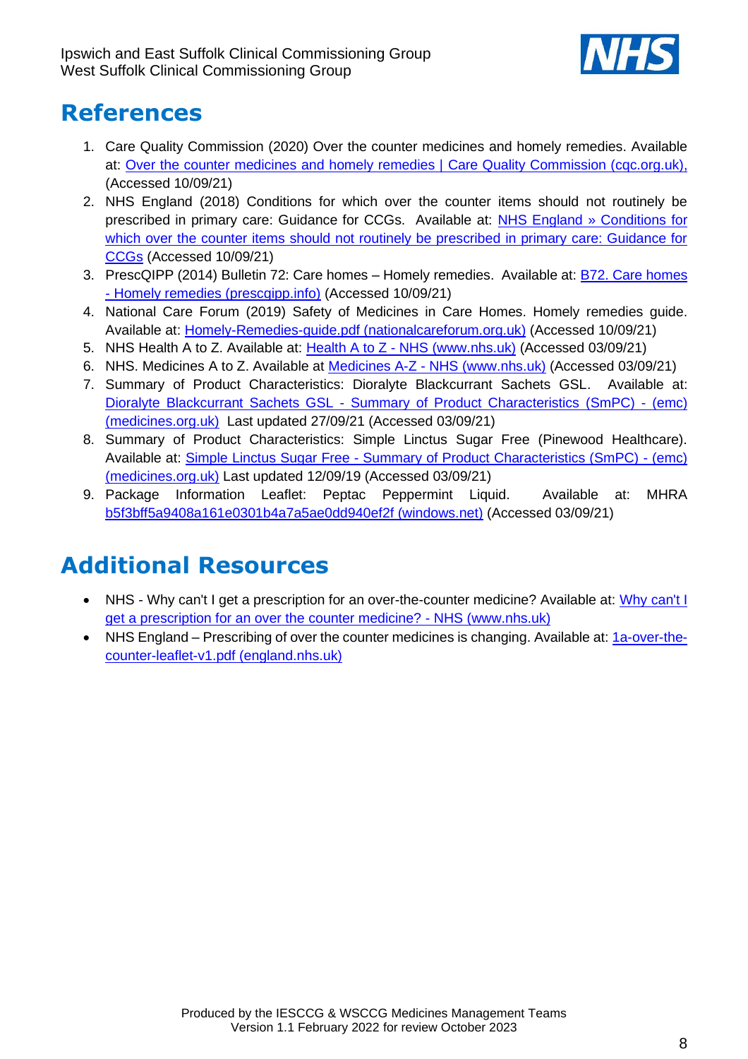# References

1. Care Quality Commission (2020) Over the counter medicines and homely remedies. Available at: Over the counter medicines and homely remedies | Care Quality Commission (cqc.org.uk), (Accessed 10/09/21)
2. NHS England (2018) Conditions for which over the counter items should not routinely be prescribed in primary care: Guidance for CCGs. Available at: NHS England » Conditions for which over the counter items should not routinely be prescribed in primary care: Guidance for CCGs (Accessed 10/09/21)
3. PrescQIPP (2014) Bulletin 72: Care homes – Homely remedies. Available at: B72. Care homes - Homely remedies (prescqipp.info) (Accessed 10/09/21)
4. National Care Forum (2019) Safety of Medicines in Care Homes. Homely remedies guide. Available at: Homely-Remedies-guide.pdf (nationalcareforum.org.uk) (Accessed 10/09/21)
5. NHS Health A to Z. Available at: Health A to Z - NHS (www.nhs.uk) (Accessed 03/09/21)
6. NHS. Medicines A to Z. Available at Medicines A-Z - NHS (www.nhs.uk) (Accessed 03/09/21)
7. Summary of Product Characteristics: Dioralyte Blackcurrant Sachets GSL. Available at: Dioralyte Blackcurrant Sachets GSL - Summary of Product Characteristics (SmPC) - (emc) (medicines.org.uk) Last updated 27/09/21 (Accessed 03/09/21)
8. Summary of Product Characteristics: Simple Linctus Sugar Free (Pinewood Healthcare). Available at: Simple Linctus Sugar Free - Summary of Product Characteristics (SmPC) - (emc) (medicines.org.uk) Last updated 12/09/19 (Accessed 03/09/21)
9. Package Information Leaflet: Peptac Peppermint Liquid. Available at: MHRA b5f3bff5a9408a161e0301b4a7a5ae0dd940ef2f (windows.net) (Accessed 03/09/21)

# Additional Resources

- NHS - Why can't I get a prescription for an over-the-counter medicine? Available at: Why can't I get a prescription for an over the counter medicine? - NHS (www.nhs.uk)
- NHS England – Prescribing of over the counter medicines is changing. Available at: 1a-over-the-counter-leaflet-v1.pdf (england.nhs.uk)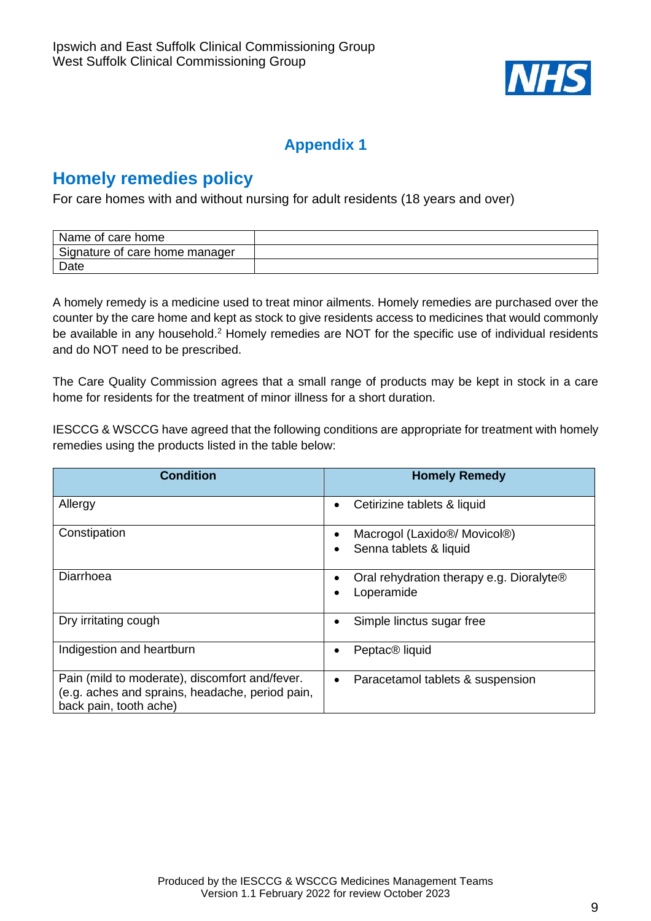## Appendix 1

## Homely remedies policy

For care homes with and without nursing for adult residents (18 years and over)

| Name of care home | |
|---|---|
| Signature of care home manager | |
| Date | |

A homely remedy is a medicine used to treat minor ailments. Homely remedies are purchased over the counter by the care home and kept as stock to give residents access to medicines that would commonly be available in any household.[2] Homely remedies are NOT for the specific use of individual residents and do NOT need to be prescribed.

The Care Quality Commission agrees that a small range of products may be kept in stock in a care home for residents for the treatment of minor illness for a short duration.

IESCCG & WSCCG have agreed that the following conditions are appropriate for treatment with homely remedies using the products listed in the table below:

| Condition | Homely Remedy |
|---|---|
| Allergy | • Cetirizine tablets & liquid |
| Constipation | • Macrogol (Laxido®/ Movicol®)<br>• Senna tablets & liquid |
| Diarrhoea | • Oral rehydration therapy e.g. Dioralyte®<br>• Loperamide |
| Dry irritating cough | • Simple linctus sugar free |
| Indigestion and heartburn | • Peptac® liquid |
| Pain (mild to moderate), discomfort and/fever. (e.g. aches and sprains, headache, period pain, back pain, tooth ache) | • Paracetamol tablets & suspension |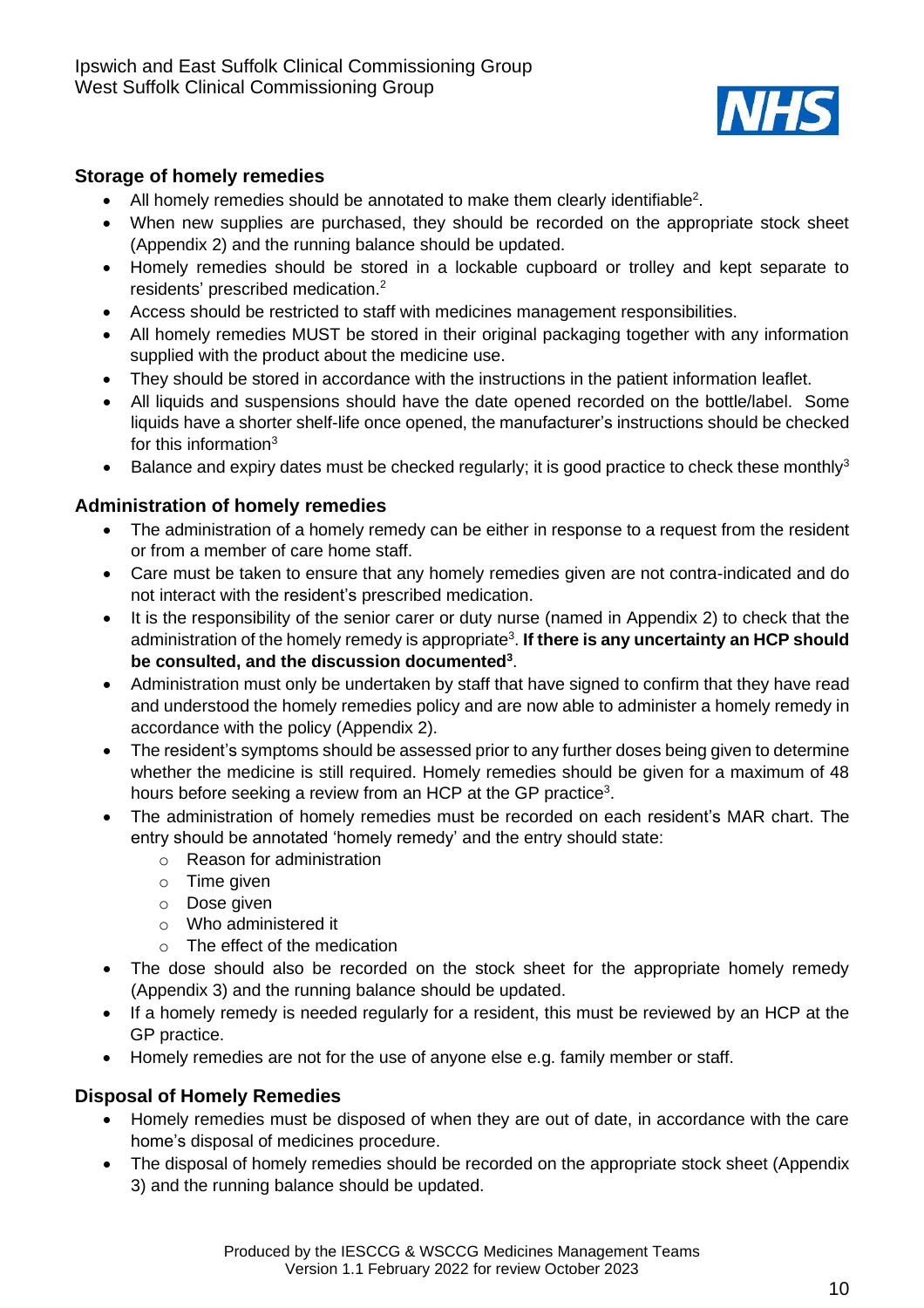## Storage of homely remedies

- All homely remedies should be annotated to make them clearly identifiable[2].
- When new supplies are purchased, they should be recorded on the appropriate stock sheet (Appendix 2) and the running balance should be updated.
- Homely remedies should be stored in a lockable cupboard or trolley and kept separate to residents' prescribed medication.[2]
- Access should be restricted to staff with medicines management responsibilities.
- All homely remedies MUST be stored in their original packaging together with any information supplied with the product about the medicine use.
- They should be stored in accordance with the instructions in the patient information leaflet.
- All liquids and suspensions should have the date opened recorded on the bottle/label. Some liquids have a shorter shelf-life once opened, the manufacturer's instructions should be checked for this information[3]
- Balance and expiry dates must be checked regularly; it is good practice to check these monthly[3]

## Administration of homely remedies

- The administration of a homely remedy can be either in response to a request from the resident or from a member of care home staff.
- Care must be taken to ensure that any homely remedies given are not contra-indicated and do not interact with the resident's prescribed medication.
- It is the responsibility of the senior carer or duty nurse (named in Appendix 2) to check that the administration of the homely remedy is appropriate[3]. **If there is any uncertainty an HCP should be consulted, and the discussion documented[3]**.
- Administration must only be undertaken by staff that have signed to confirm that they have read and understood the homely remedies policy and are now able to administer a homely remedy in accordance with the policy (Appendix 2).
- The resident's symptoms should be assessed prior to any further doses being given to determine whether the medicine is still required. Homely remedies should be given for a maximum of 48 hours before seeking a review from an HCP at the GP practice[3].
- The administration of homely remedies must be recorded on each resident's MAR chart. The entry should be annotated 'homely remedy' and the entry should state:
  - Reason for administration
  - Time given
  - Dose given
  - Who administered it
  - The effect of the medication
- The dose should also be recorded on the stock sheet for the appropriate homely remedy (Appendix 3) and the running balance should be updated.
- If a homely remedy is needed regularly for a resident, this must be reviewed by an HCP at the GP practice.
- Homely remedies are not for the use of anyone else e.g. family member or staff.

## Disposal of Homely Remedies

- Homely remedies must be disposed of when they are out of date, in accordance with the care home's disposal of medicines procedure.
- The disposal of homely remedies should be recorded on the appropriate stock sheet (Appendix 3) and the running balance should be updated.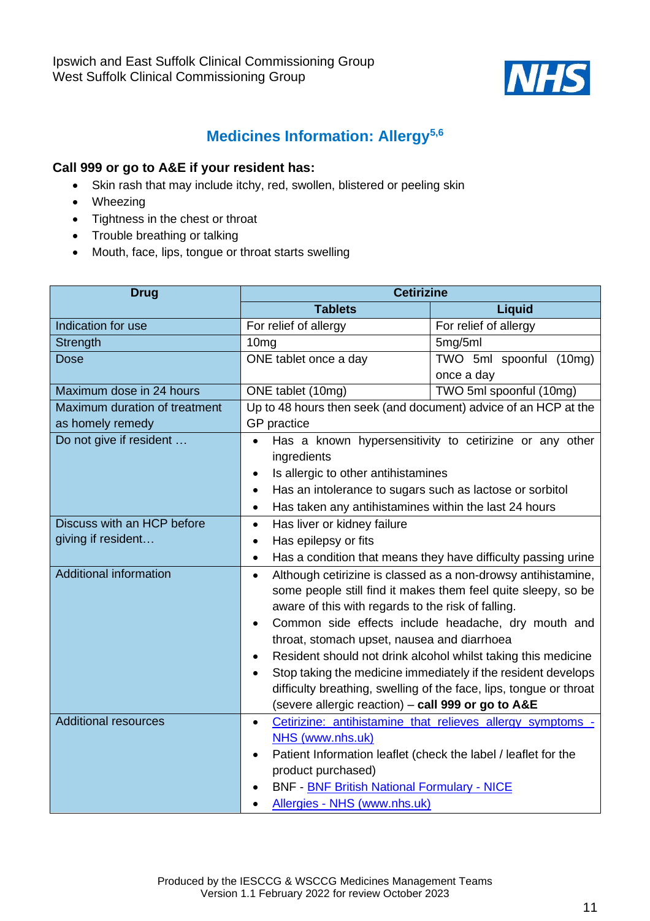Ipswich and East Suffolk Clinical Commissioning Group
West Suffolk Clinical Commissioning Group

## Medicines Information: Allergy[5,6]

**Call 999 or go to A&E if your resident has:**

- Skin rash that may include itchy, red, swollen, blistered or peeling skin
- Wheezing
- Tightness in the chest or throat
- Trouble breathing or talking
- Mouth, face, lips, tongue or throat starts swelling

| Drug | Cetirizine | |
|---|---|---|
| | **Tablets** | **Liquid** |
| Indication for use | For relief of allergy | For relief of allergy |
| Strength | 10mg | 5mg/5ml |
| Dose | ONE tablet once a day | TWO 5ml spoonful (10mg) once a day |
| Maximum dose in 24 hours | ONE tablet (10mg) | TWO 5ml spoonful (10mg) |
| Maximum duration of treatment as homely remedy | Up to 48 hours then seek (and document) advice of an HCP at the GP practice | |
| Do not give if resident … | • Has a known hypersensitivity to cetirizine or any other ingredients<br>• Is allergic to other antihistamines<br>• Has an intolerance to sugars such as lactose or sorbitol<br>• Has taken any antihistamines within the last 24 hours | |
| Discuss with an HCP before giving if resident… | • Has liver or kidney failure<br>• Has epilepsy or fits<br>• Has a condition that means they have difficulty passing urine | |
| Additional information | • Although cetirizine is classed as a non-drowsy antihistamine, some people still find it makes them feel quite sleepy, so be aware of this with regards to the risk of falling.<br>• Common side effects include headache, dry mouth and throat, stomach upset, nausea and diarrhoea<br>• Resident should not drink alcohol whilst taking this medicine<br>• Stop taking the medicine immediately if the resident develops difficulty breathing, swelling of the face, lips, tongue or throat (severe allergic reaction) – **call 999 or go to A&E** | |
| Additional resources | • Cetirizine: antihistamine that relieves allergy symptoms - NHS (www.nhs.uk)<br>• Patient Information leaflet (check the label / leaflet for the product purchased)<br>• BNF - BNF British National Formulary - NICE<br>• Allergies - NHS (www.nhs.uk) | |

Produced by the IESCCG & WSCCG Medicines Management Teams
Version 1.1 February 2022 for review October 2023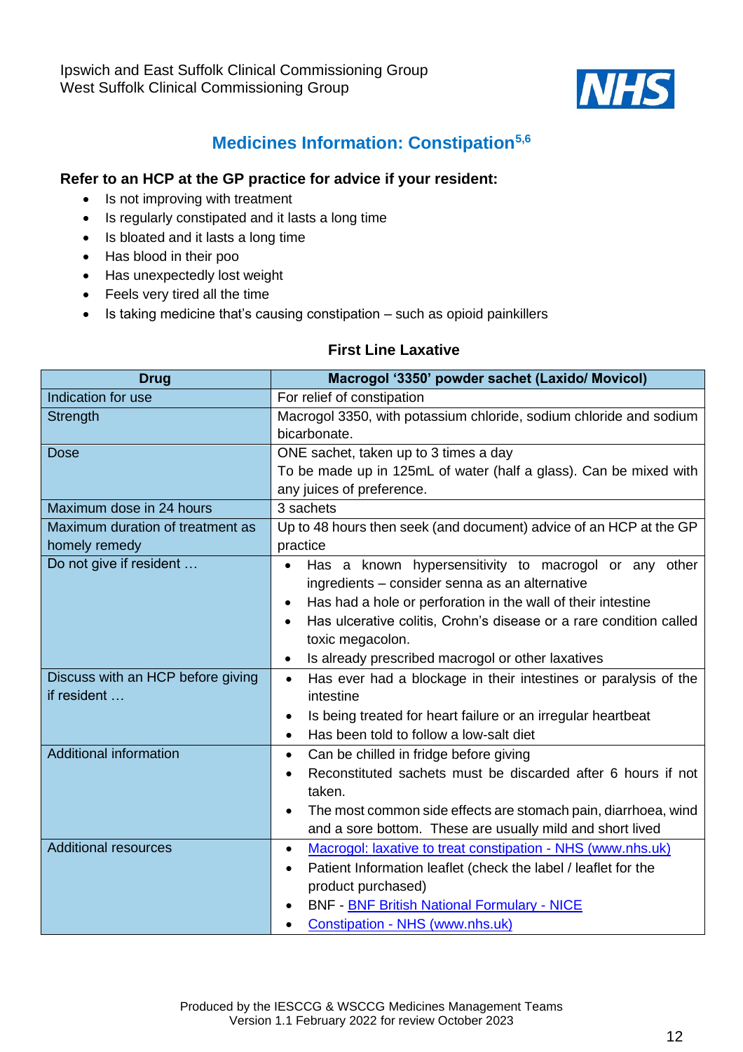Ipswich and East Suffolk Clinical Commissioning Group
West Suffolk Clinical Commissioning Group

## Medicines Information: Constipation[5,6]

**Refer to an HCP at the GP practice for advice if your resident:**

- Is not improving with treatment
- Is regularly constipated and it lasts a long time
- Is bloated and it lasts a long time
- Has blood in their poo
- Has unexpectedly lost weight
- Feels very tired all the time
- Is taking medicine that's causing constipation – such as opioid painkillers

### First Line Laxative

| Drug | Macrogol '3350' powder sachet (Laxido/ Movicol) |
|---|---|
| Indication for use | For relief of constipation |
| Strength | Macrogol 3350, with potassium chloride, sodium chloride and sodium bicarbonate. |
| Dose | ONE sachet, taken up to 3 times a day<br>To be made up in 125mL of water (half a glass). Can be mixed with any juices of preference. |
| Maximum dose in 24 hours | 3 sachets |
| Maximum duration of treatment as homely remedy | Up to 48 hours then seek (and document) advice of an HCP at the GP practice |
| Do not give if resident … | • Has a known hypersensitivity to macrogol or any other ingredients – consider senna as an alternative<br>• Has had a hole or perforation in the wall of their intestine<br>• Has ulcerative colitis, Crohn's disease or a rare condition called toxic megacolon.<br>• Is already prescribed macrogol or other laxatives |
| Discuss with an HCP before giving if resident … | • Has ever had a blockage in their intestines or paralysis of the intestine<br>• Is being treated for heart failure or an irregular heartbeat<br>• Has been told to follow a low-salt diet |
| Additional information | • Can be chilled in fridge before giving<br>• Reconstituted sachets must be discarded after 6 hours if not taken.<br>• The most common side effects are stomach pain, diarrhoea, wind and a sore bottom. These are usually mild and short lived |
| Additional resources | • Macrogol: laxative to treat constipation - NHS (www.nhs.uk)<br>• Patient Information leaflet (check the label / leaflet for the product purchased)<br>• BNF - BNF British National Formulary - NICE<br>• Constipation - NHS (www.nhs.uk) |

Produced by the IESCCG & WSCCG Medicines Management Teams
Version 1.1 February 2022 for review October 2023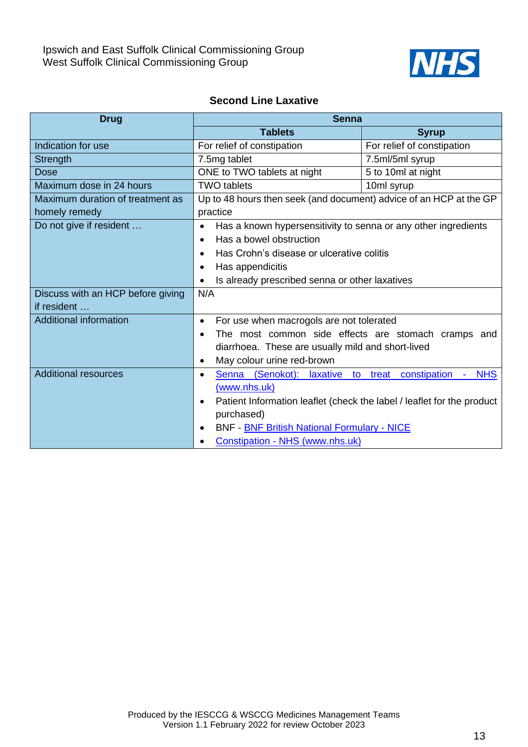## Second Line Laxative

| Drug | Senna | |
|---|---|---|
| | **Tablets** | **Syrup** |
| Indication for use | For relief of constipation | For relief of constipation |
| Strength | 7.5mg tablet | 7.5ml/5ml syrup |
| Dose | ONE to TWO tablets at night | 5 to 10ml at night |
| Maximum dose in 24 hours | TWO tablets | 10ml syrup |
| Maximum duration of treatment as homely remedy | Up to 48 hours then seek (and document) advice of an HCP at the GP practice | |
| Do not give if resident … | • Has a known hypersensitivity to senna or any other ingredients<br>• Has a bowel obstruction<br>• Has Crohn's disease or ulcerative colitis<br>• Has appendicitis<br>• Is already prescribed senna or other laxatives | |
| Discuss with an HCP before giving if resident … | N/A | |
| Additional information | • For use when macrogols are not tolerated<br>• The most common side effects are stomach cramps and diarrhoea. These are usually mild and short-lived<br>• May colour urine red-brown | |
| Additional resources | • Senna (Senokot): laxative to treat constipation - NHS (www.nhs.uk)<br>• Patient Information leaflet (check the label / leaflet for the product purchased)<br>• BNF - BNF British National Formulary - NICE<br>• Constipation - NHS (www.nhs.uk) | |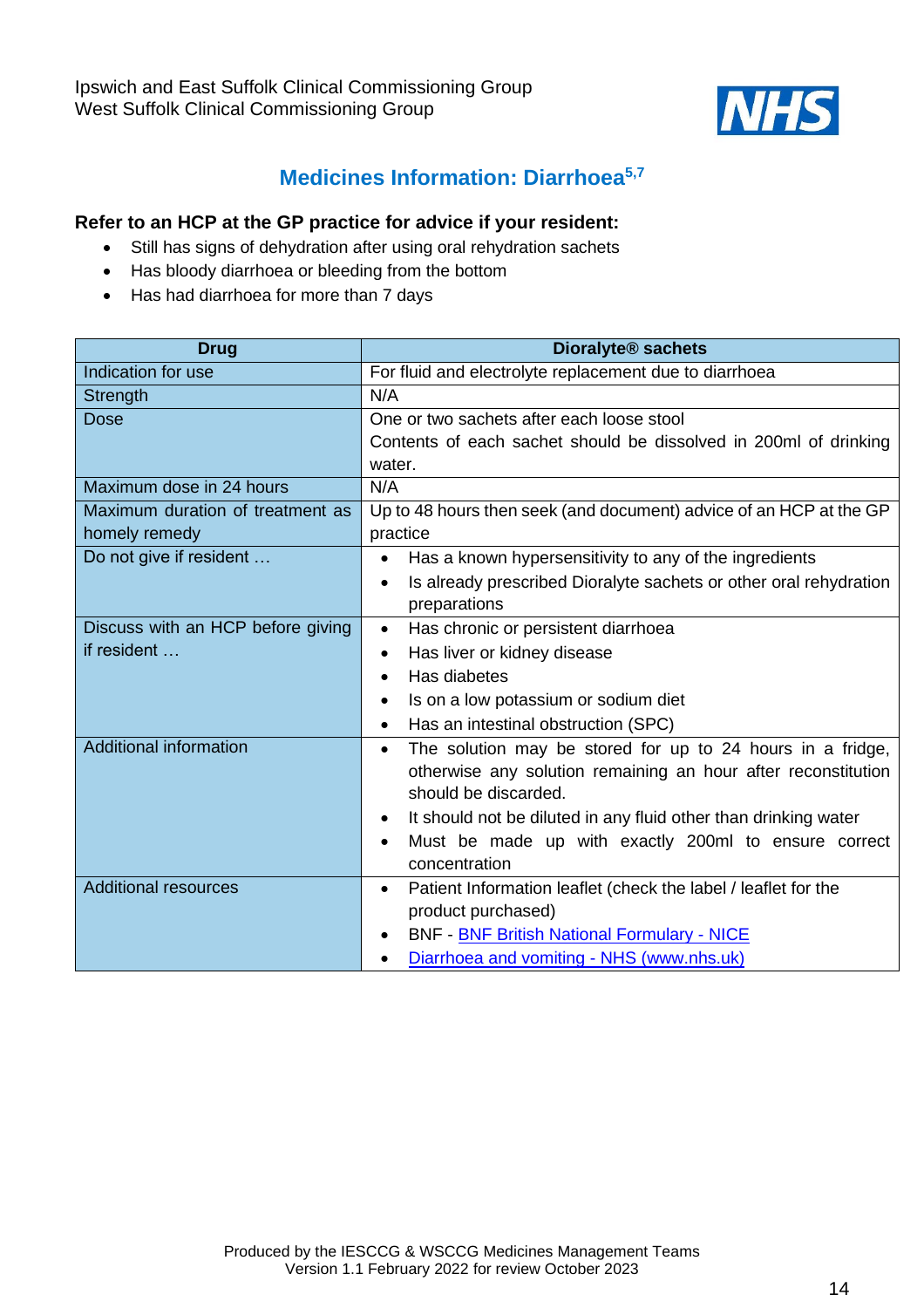## Medicines Information: Diarrhoea[5,7]

**Refer to an HCP at the GP practice for advice if your resident:**

- Still has signs of dehydration after using oral rehydration sachets
- Has bloody diarrhoea or bleeding from the bottom
- Has had diarrhoea for more than 7 days

| Drug | Dioralyte® sachets |
|---|---|
| Indication for use | For fluid and electrolyte replacement due to diarrhoea |
| Strength | N/A |
| Dose | One or two sachets after each loose stool<br>Contents of each sachet should be dissolved in 200ml of drinking water. |
| Maximum dose in 24 hours | N/A |
| Maximum duration of treatment as homely remedy | Up to 48 hours then seek (and document) advice of an HCP at the GP practice |
| Do not give if resident … | • Has a known hypersensitivity to any of the ingredients<br>• Is already prescribed Dioralyte sachets or other oral rehydration preparations |
| Discuss with an HCP before giving if resident … | • Has chronic or persistent diarrhoea<br>• Has liver or kidney disease<br>• Has diabetes<br>• Is on a low potassium or sodium diet<br>• Has an intestinal obstruction (SPC) |
| Additional information | • The solution may be stored for up to 24 hours in a fridge, otherwise any solution remaining an hour after reconstitution should be discarded.<br>• It should not be diluted in any fluid other than drinking water<br>• Must be made up with exactly 200ml to ensure correct concentration |
| Additional resources | • Patient Information leaflet (check the label / leaflet for the product purchased)<br>• BNF - BNF British National Formulary - NICE<br>• Diarrhoea and vomiting - NHS (www.nhs.uk) |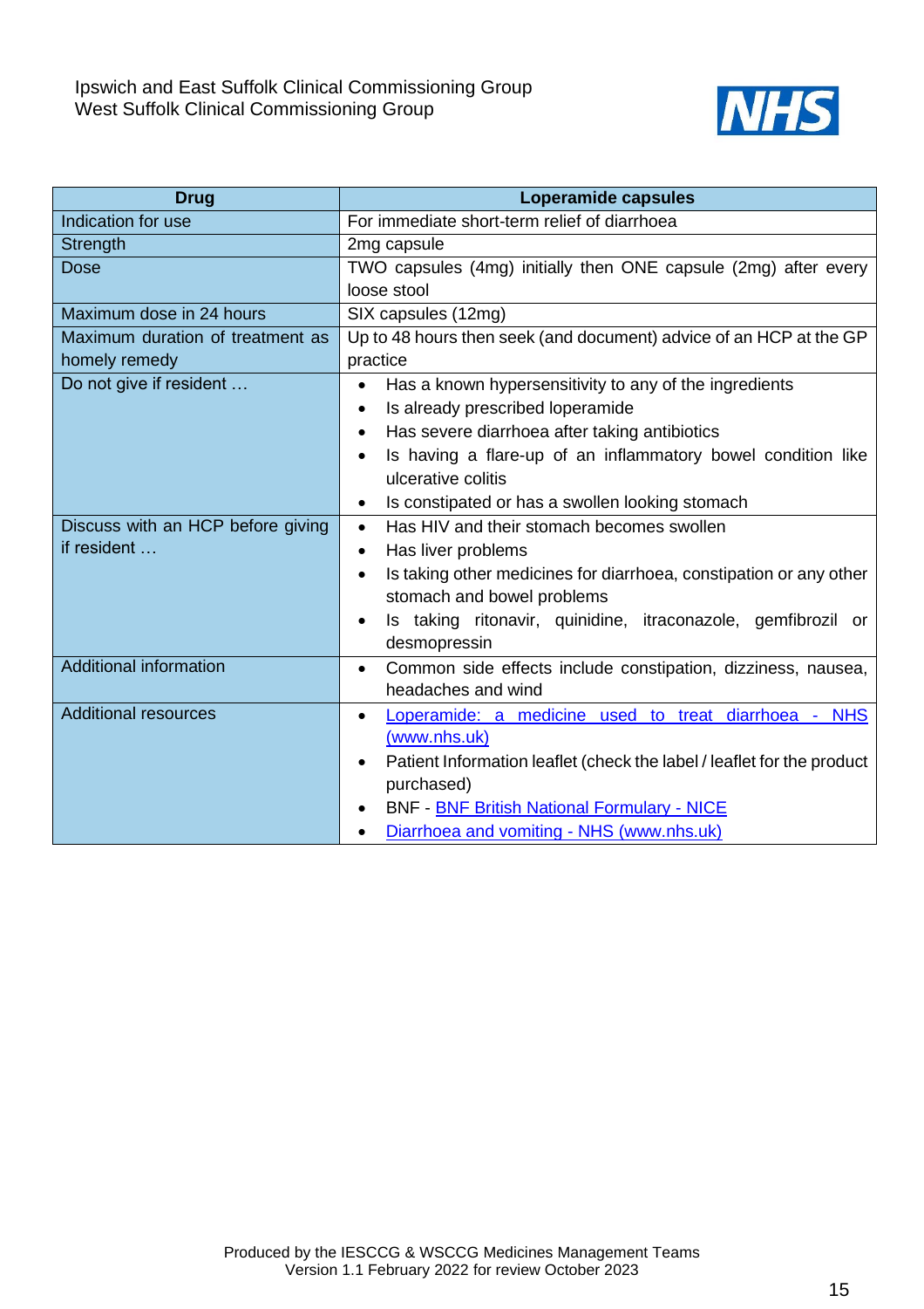| Drug | Loperamide capsules |
|---|---|
| Indication for use | For immediate short-term relief of diarrhoea |
| Strength | 2mg capsule |
| Dose | TWO capsules (4mg) initially then ONE capsule (2mg) after every loose stool |
| Maximum dose in 24 hours | SIX capsules (12mg) |
| Maximum duration of treatment as homely remedy | Up to 48 hours then seek (and document) advice of an HCP at the GP practice |
| Do not give if resident … | • Has a known hypersensitivity to any of the ingredients<br>• Is already prescribed loperamide<br>• Has severe diarrhoea after taking antibiotics<br>• Is having a flare-up of an inflammatory bowel condition like ulcerative colitis<br>• Is constipated or has a swollen looking stomach |
| Discuss with an HCP before giving if resident … | • Has HIV and their stomach becomes swollen<br>• Has liver problems<br>• Is taking other medicines for diarrhoea, constipation or any other stomach and bowel problems<br>• Is taking ritonavir, quinidine, itraconazole, gemfibrozil or desmopressin |
| Additional information | • Common side effects include constipation, dizziness, nausea, headaches and wind |
| Additional resources | • Loperamide: a medicine used to treat diarrhoea - NHS (www.nhs.uk)<br>• Patient Information leaflet (check the label / leaflet for the product purchased)<br>• BNF - BNF British National Formulary - NICE<br>• Diarrhoea and vomiting - NHS (www.nhs.uk) |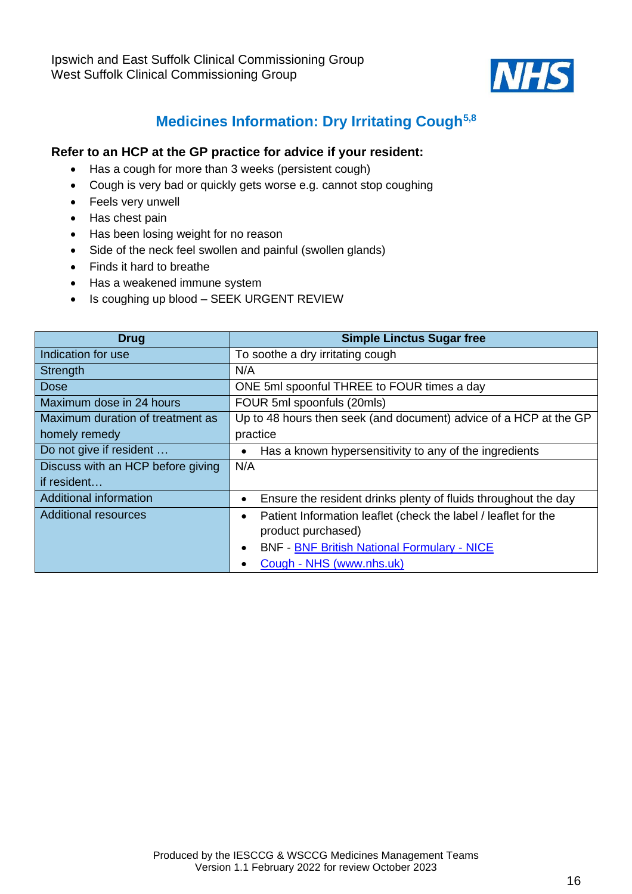## Medicines Information: Dry Irritating Cough[5,8]

**Refer to an HCP at the GP practice for advice if your resident:**

- Has a cough for more than 3 weeks (persistent cough)
- Cough is very bad or quickly gets worse e.g. cannot stop coughing
- Feels very unwell
- Has chest pain
- Has been losing weight for no reason
- Side of the neck feel swollen and painful (swollen glands)
- Finds it hard to breathe
- Has a weakened immune system
- Is coughing up blood – SEEK URGENT REVIEW

| Drug | Simple Linctus Sugar free |
|---|---|
| Indication for use | To soothe a dry irritating cough |
| Strength | N/A |
| Dose | ONE 5ml spoonful THREE to FOUR times a day |
| Maximum dose in 24 hours | FOUR 5ml spoonfuls (20mls) |
| Maximum duration of treatment as homely remedy | Up to 48 hours then seek (and document) advice of a HCP at the GP practice |
| Do not give if resident … | • Has a known hypersensitivity to any of the ingredients |
| Discuss with an HCP before giving if resident… | N/A |
| Additional information | • Ensure the resident drinks plenty of fluids throughout the day |
| Additional resources | • Patient Information leaflet (check the label / leaflet for the product purchased)<br>• BNF - BNF British National Formulary - NICE<br>• Cough - NHS (www.nhs.uk) |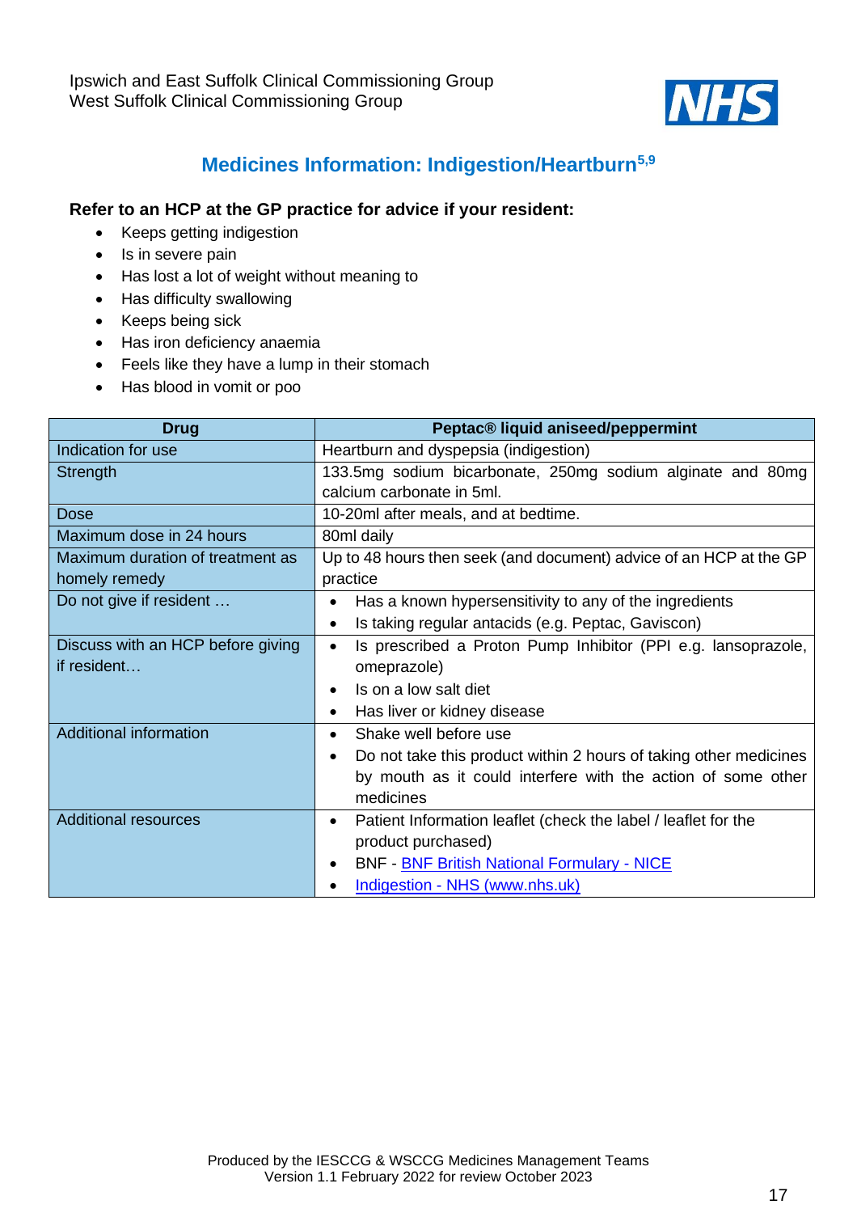Ipswich and East Suffolk Clinical Commissioning Group
West Suffolk Clinical Commissioning Group

## Medicines Information: Indigestion/Heartburn[5,9]

**Refer to an HCP at the GP practice for advice if your resident:**

- Keeps getting indigestion
- Is in severe pain
- Has lost a lot of weight without meaning to
- Has difficulty swallowing
- Keeps being sick
- Has iron deficiency anaemia
- Feels like they have a lump in their stomach
- Has blood in vomit or poo

| Drug | Peptac® liquid aniseed/peppermint |
|---|---|
| Indication for use | Heartburn and dyspepsia (indigestion) |
| Strength | 133.5mg sodium bicarbonate, 250mg sodium alginate and 80mg calcium carbonate in 5ml. |
| Dose | 10-20ml after meals, and at bedtime. |
| Maximum dose in 24 hours | 80ml daily |
| Maximum duration of treatment as homely remedy | Up to 48 hours then seek (and document) advice of an HCP at the GP practice |
| Do not give if resident … | • Has a known hypersensitivity to any of the ingredients<br>• Is taking regular antacids (e.g. Peptac, Gaviscon) |
| Discuss with an HCP before giving if resident… | • Is prescribed a Proton Pump Inhibitor (PPI e.g. lansoprazole, omeprazole)<br>• Is on a low salt diet<br>• Has liver or kidney disease |
| Additional information | • Shake well before use<br>• Do not take this product within 2 hours of taking other medicines by mouth as it could interfere with the action of some other medicines |
| Additional resources | • Patient Information leaflet (check the label / leaflet for the product purchased)<br>• BNF - BNF British National Formulary - NICE<br>• Indigestion - NHS (www.nhs.uk) |

Produced by the IESCCG & WSCCG Medicines Management Teams
Version 1.1 February 2022 for review October 2023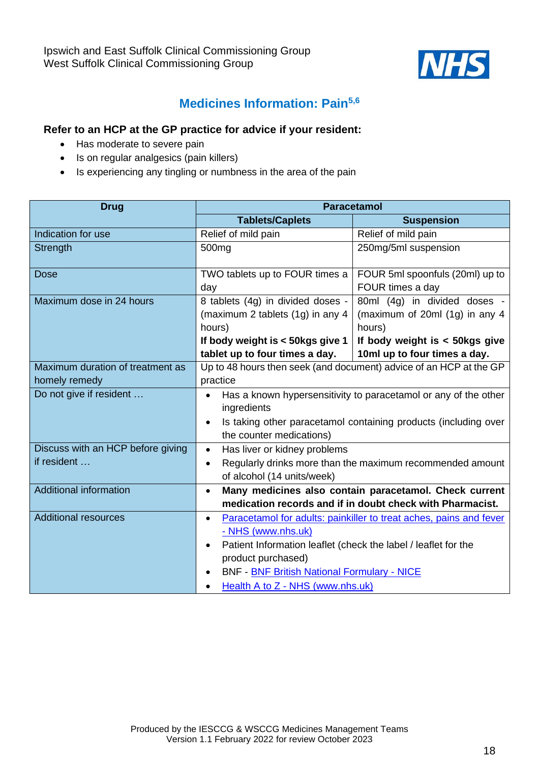Ipswich and East Suffolk Clinical Commissioning Group
West Suffolk Clinical Commissioning Group

## Medicines Information: Pain[5,6]

**Refer to an HCP at the GP practice for advice if your resident:**

- Has moderate to severe pain
- Is on regular analgesics (pain killers)
- Is experiencing any tingling or numbness in the area of the pain

| Drug | Paracetamol | |
|---|---|---|
| | **Tablets/Caplets** | **Suspension** |
| Indication for use | Relief of mild pain | Relief of mild pain |
| Strength | 500mg | 250mg/5ml suspension |
| Dose | TWO tablets up to FOUR times a day | FOUR 5ml spoonfuls (20ml) up to FOUR times a day |
| Maximum dose in 24 hours | 8 tablets (4g) in divided doses - (maximum 2 tablets (1g) in any 4 hours) **If body weight is < 50kgs give 1 tablet up to four times a day.** | 80ml (4g) in divided doses - (maximum of 20ml (1g) in any 4 hours) **If body weight is < 50kgs give 10ml up to four times a day.** |
| Maximum duration of treatment as homely remedy | Up to 48 hours then seek (and document) advice of an HCP at the GP practice | |
| Do not give if resident … | • Has a known hypersensitivity to paracetamol or any of the other ingredients<br>• Is taking other paracetamol containing products (including over the counter medications) | |
| Discuss with an HCP before giving if resident … | • Has liver or kidney problems<br>• Regularly drinks more than the maximum recommended amount of alcohol (14 units/week) | |
| Additional information | • **Many medicines also contain paracetamol. Check current medication records and if in doubt check with Pharmacist.** | |
| Additional resources | • Paracetamol for adults: painkiller to treat aches, pains and fever - NHS (www.nhs.uk)<br>• Patient Information leaflet (check the label / leaflet for the product purchased)<br>• BNF - BNF British National Formulary - NICE<br>• Health A to Z - NHS (www.nhs.uk) | |

Produced by the IESCCG & WSCCG Medicines Management Teams
Version 1.1 February 2022 for review October 2023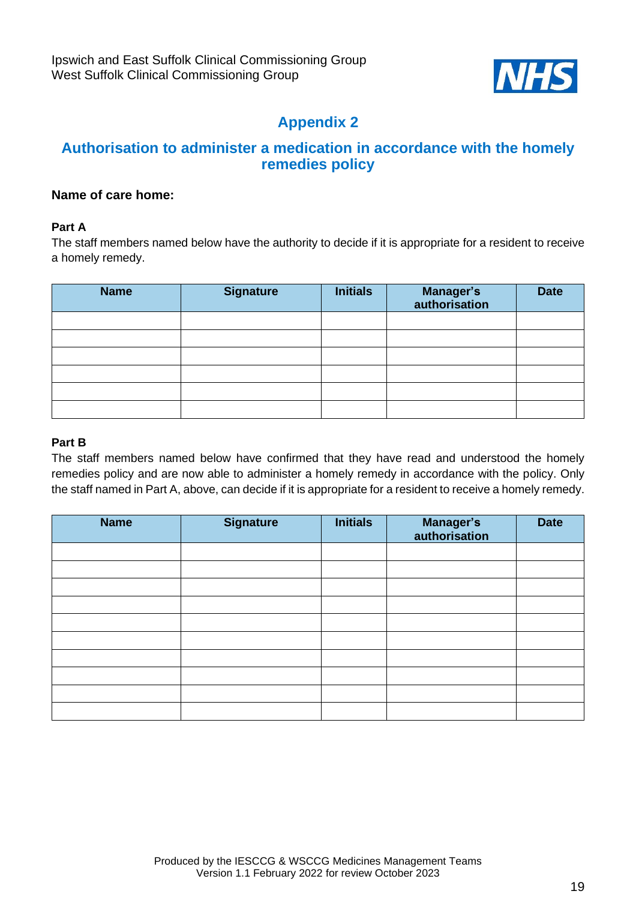# Appendix 2

## Authorisation to administer a medication in accordance with the homely remedies policy

**Name of care home:**

**Part A**

The staff members named below have the authority to decide if it is appropriate for a resident to receive a homely remedy.

| Name | Signature | Initials | Manager's authorisation | Date |
|---|---|---|---|---|
| | | | | |
| | | | | |
| | | | | |
| | | | | |
| | | | | |
| | | | | |

**Part B**

The staff members named below have confirmed that they have read and understood the homely remedies policy and are now able to administer a homely remedy in accordance with the policy. Only the staff named in Part A, above, can decide if it is appropriate for a resident to receive a homely remedy.

| Name | Signature | Initials | Manager's authorisation | Date |
|---|---|---|---|---|
| | | | | |
| | | | | |
| | | | | |
| | | | | |
| | | | | |
| | | | | |
| | | | | |
| | | | | |
| | | | | |
| | | | | |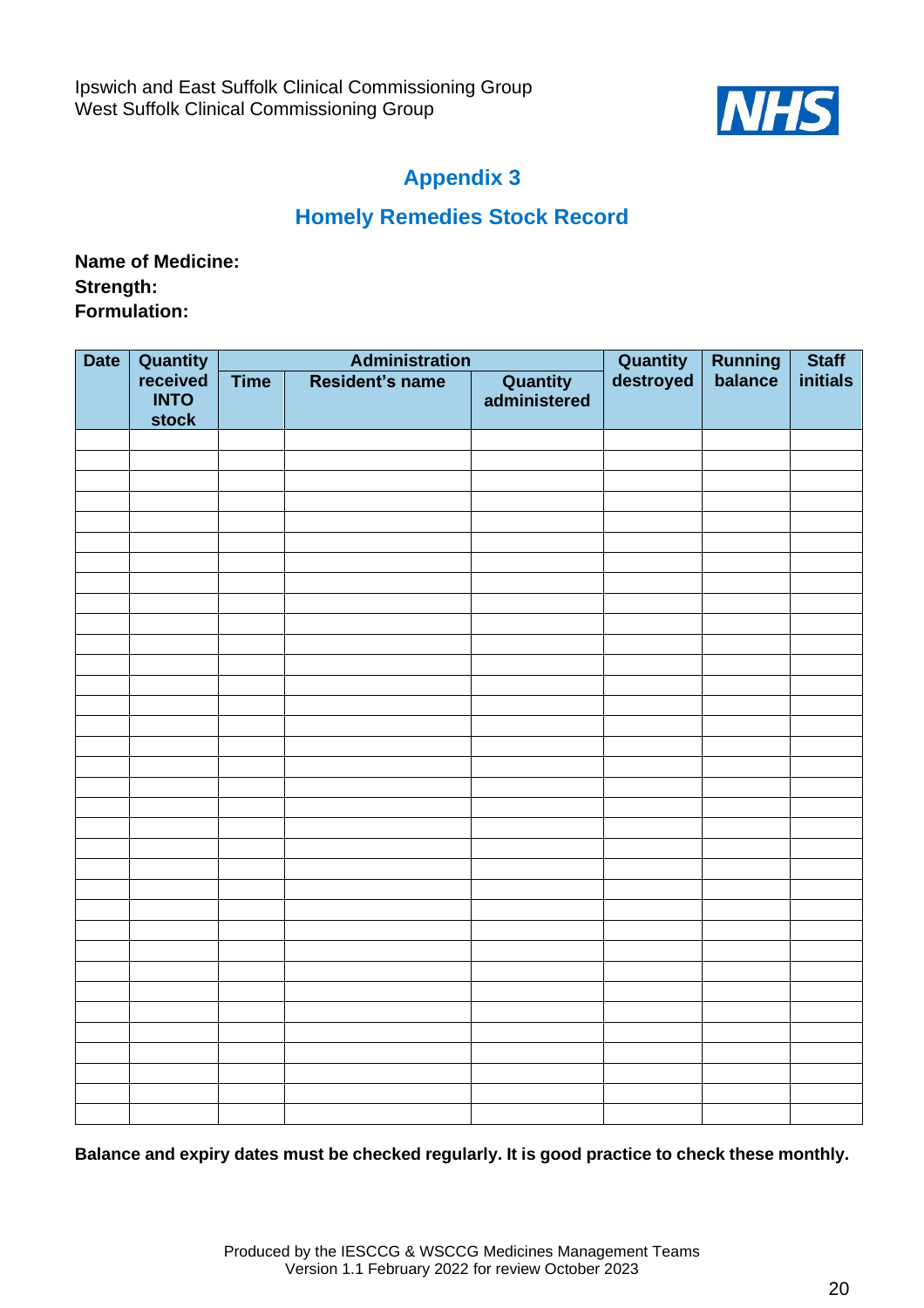# Appendix 3

## Homely Remedies Stock Record

**Name of Medicine:**
**Strength:**
**Formulation:**

| Date | Quantity received INTO stock | Administration | | | Quantity destroyed | Running balance | Staff initials |
|---|---|---|---|---|---|---|---|
| | | Time | Resident's name | Quantity administered | | | |
| | | | | | | | |
| | | | | | | | |
| | | | | | | | |
| | | | | | | | |
| | | | | | | | |
| | | | | | | | |
| | | | | | | | |
| | | | | | | | |
| | | | | | | | |
| | | | | | | | |
| | | | | | | | |
| | | | | | | | |
| | | | | | | | |
| | | | | | | | |
| | | | | | | | |
| | | | | | | | |
| | | | | | | | |
| | | | | | | | |
| | | | | | | | |
| | | | | | | | |
| | | | | | | | |
| | | | | | | | |
| | | | | | | | |
| | | | | | | | |
| | | | | | | | |
| | | | | | | | |
| | | | | | | | |
| | | | | | | | |
| | | | | | | | |
| | | | | | | | |
| | | | | | | | |
| | | | | | | | |
| | | | | | | | |
| | | | | | | | |

**Balance and expiry dates must be checked regularly. It is good practice to check these monthly.**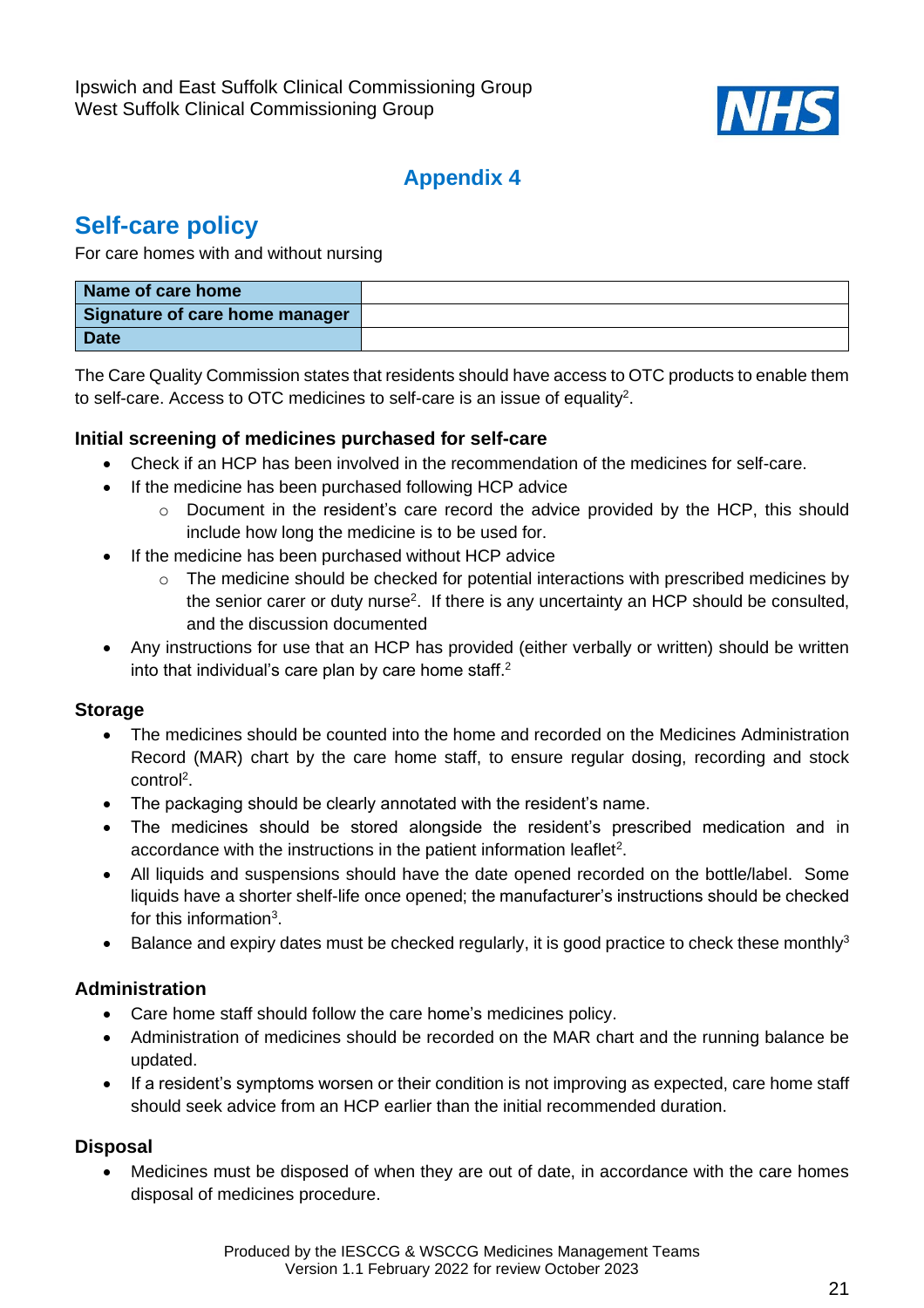Ipswich and East Suffolk Clinical Commissioning Group
West Suffolk Clinical Commissioning Group

## Appendix 4

# Self-care policy

For care homes with and without nursing

| | |
|---|---|
| **Name of care home** | |
| **Signature of care home manager** | |
| **Date** | |

The Care Quality Commission states that residents should have access to OTC products to enable them to self-care. Access to OTC medicines to self-care is an issue of equality[2].

### Initial screening of medicines purchased for self-care

- Check if an HCP has been involved in the recommendation of the medicines for self-care.
- If the medicine has been purchased following HCP advice
  - Document in the resident's care record the advice provided by the HCP, this should include how long the medicine is to be used for.
- If the medicine has been purchased without HCP advice
  - The medicine should be checked for potential interactions with prescribed medicines by the senior carer or duty nurse[2]. If there is any uncertainty an HCP should be consulted, and the discussion documented
- Any instructions for use that an HCP has provided (either verbally or written) should be written into that individual's care plan by care home staff.[2]

### Storage

- The medicines should be counted into the home and recorded on the Medicines Administration Record (MAR) chart by the care home staff, to ensure regular dosing, recording and stock control[2].
- The packaging should be clearly annotated with the resident's name.
- The medicines should be stored alongside the resident's prescribed medication and in accordance with the instructions in the patient information leaflet[2].
- All liquids and suspensions should have the date opened recorded on the bottle/label. Some liquids have a shorter shelf-life once opened; the manufacturer's instructions should be checked for this information[3].
- Balance and expiry dates must be checked regularly, it is good practice to check these monthly[3]

### Administration

- Care home staff should follow the care home's medicines policy.
- Administration of medicines should be recorded on the MAR chart and the running balance be updated.
- If a resident's symptoms worsen or their condition is not improving as expected, care home staff should seek advice from an HCP earlier than the initial recommended duration.

### Disposal

- Medicines must be disposed of when they are out of date, in accordance with the care homes disposal of medicines procedure.

Produced by the IESCCG & WSCCG Medicines Management Teams
Version 1.1 February 2022 for review October 2023